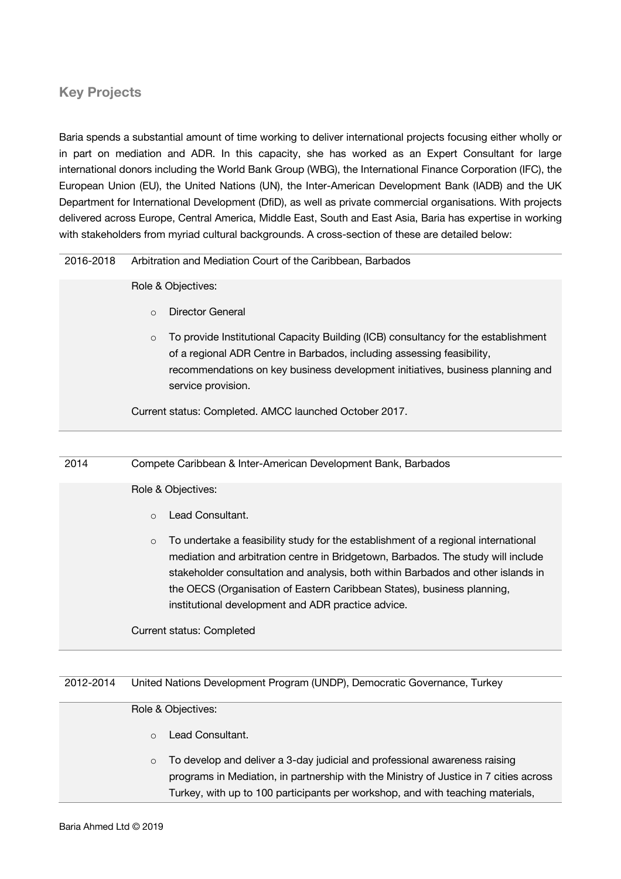## Key Projects

Baria spends a substantial amount of time working to deliver international projects focusing either wholly or in part on mediation and ADR. In this capacity, she has worked as an Expert Consultant for large international donors including the World Bank Group (WBG), the International Finance Corporation (IFC), the European Union (EU), the United Nations (UN), the Inter-American Development Bank (IADB) and the UK Department for International Development (DfiD), as well as private commercial organisations. With projects delivered across Europe, Central America, Middle East, South and East Asia, Baria has expertise in working with stakeholders from myriad cultural backgrounds. A cross-section of these are detailed below:

| 2016-2018 | Arbitration and Mediation Court of the Caribbean, Barbados |
|---|---|
| | Role & Objectives:<br>◦ Director General<br>◦ To provide Institutional Capacity Building (ICB) consultancy for the establishment of a regional ADR Centre in Barbados, including assessing feasibility, recommendations on key business development initiatives, business planning and service provision.<br>Current status: Completed. AMCC launched October 2017. |

| 2014 | Compete Caribbean & Inter-American Development Bank, Barbados |
|---|---|
| | Role & Objectives:<br>◦ Lead Consultant.<br>◦ To undertake a feasibility study for the establishment of a regional international mediation and arbitration centre in Bridgetown, Barbados. The study will include stakeholder consultation and analysis, both within Barbados and other islands in the OECS (Organisation of Eastern Caribbean States), business planning, institutional development and ADR practice advice.<br>Current status: Completed |

| 2012-2014 | United Nations Development Program (UNDP), Democratic Governance, Turkey |
|---|---|
| | Role & Objectives:<br>◦ Lead Consultant.<br>◦ To develop and deliver a 3-day judicial and professional awareness raising programs in Mediation, in partnership with the Ministry of Justice in 7 cities across Turkey, with up to 100 participants per workshop, and with teaching materials, |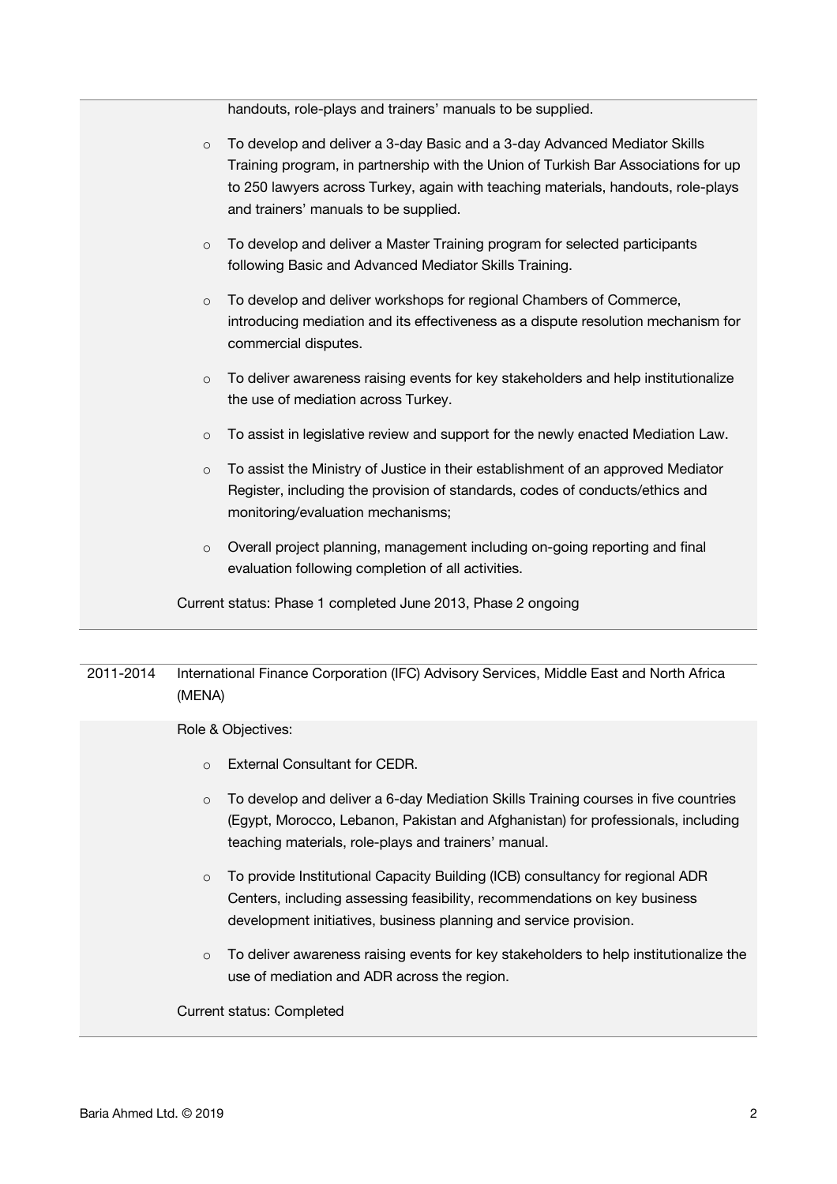handouts, role-plays and trainers' manuals to be supplied.

- To develop and deliver a 3-day Basic and a 3-day Advanced Mediator Skills Training program, in partnership with the Union of Turkish Bar Associations for up to 250 lawyers across Turkey, again with teaching materials, handouts, role-plays and trainers' manuals to be supplied.
- To develop and deliver a Master Training program for selected participants following Basic and Advanced Mediator Skills Training.
- To develop and deliver workshops for regional Chambers of Commerce, introducing mediation and its effectiveness as a dispute resolution mechanism for commercial disputes.
- To deliver awareness raising events for key stakeholders and help institutionalize the use of mediation across Turkey.
- To assist in legislative review and support for the newly enacted Mediation Law.
- To assist the Ministry of Justice in their establishment of an approved Mediator Register, including the provision of standards, codes of conducts/ethics and monitoring/evaluation mechanisms;
- Overall project planning, management including on-going reporting and final evaluation following completion of all activities.

Current status: Phase 1 completed June 2013, Phase 2 ongoing

---

**2011-2014** International Finance Corporation (IFC) Advisory Services, Middle East and North Africa (MENA)

Role & Objectives:

- External Consultant for CEDR.
- To develop and deliver a 6-day Mediation Skills Training courses in five countries (Egypt, Morocco, Lebanon, Pakistan and Afghanistan) for professionals, including teaching materials, role-plays and trainers' manual.
- To provide Institutional Capacity Building (ICB) consultancy for regional ADR Centers, including assessing feasibility, recommendations on key business development initiatives, business planning and service provision.
- To deliver awareness raising events for key stakeholders to help institutionalize the use of mediation and ADR across the region.

Current status: Completed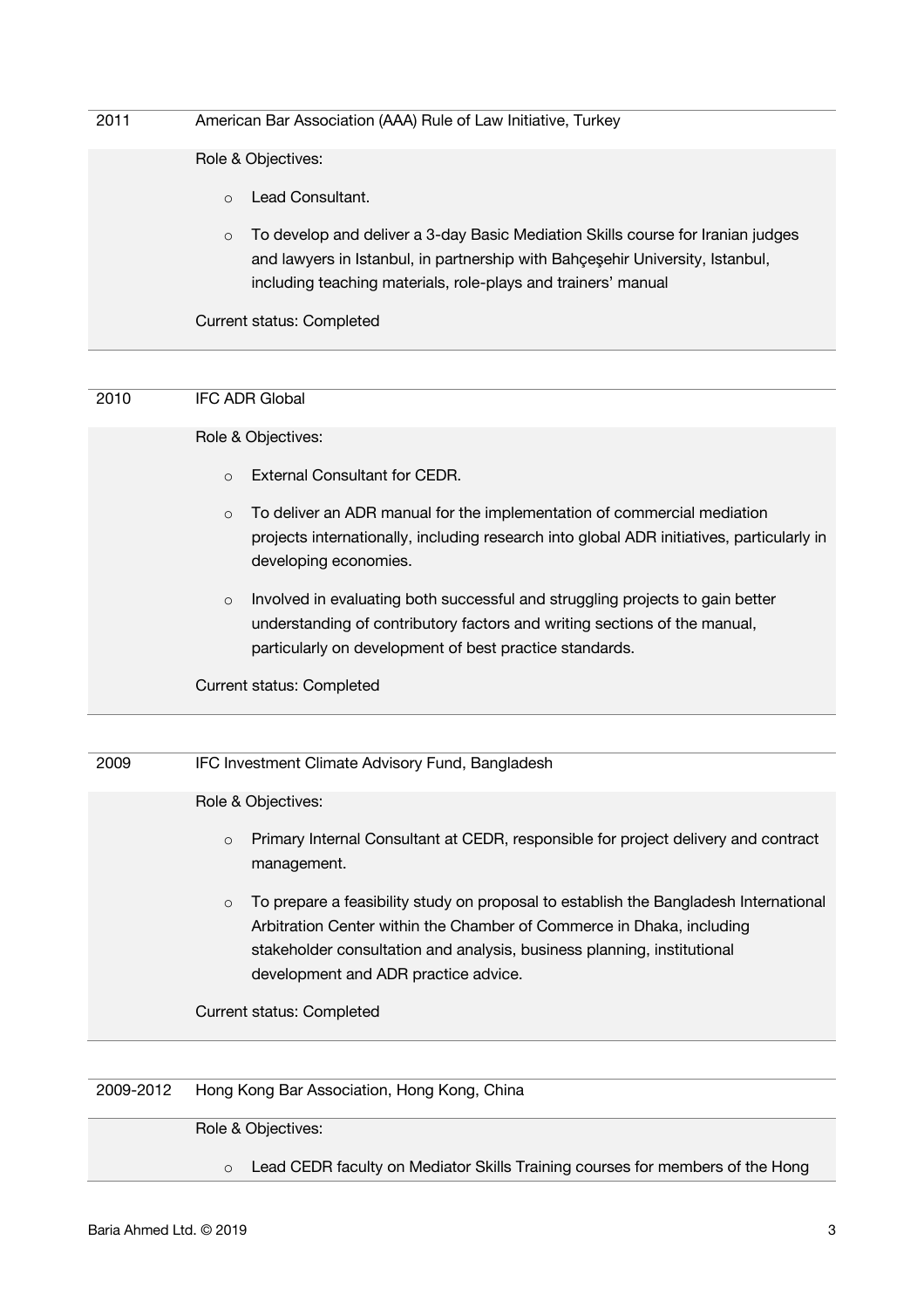| | |
|---|---|
| 2011 | American Bar Association (AAA) Rule of Law Initiative, Turkey |
| | Role & Objectives:<br><br>- Lead Consultant.<br>- To develop and deliver a 3-day Basic Mediation Skills course for Iranian judges and lawyers in Istanbul, in partnership with Bahçeşehir University, Istanbul, including teaching materials, role-plays and trainers' manual<br><br>Current status: Completed |

| | |
|---|---|
| 2010 | IFC ADR Global |
| | Role & Objectives:<br><br>- External Consultant for CEDR.<br>- To deliver an ADR manual for the implementation of commercial mediation projects internationally, including research into global ADR initiatives, particularly in developing economies.<br>- Involved in evaluating both successful and struggling projects to gain better understanding of contributory factors and writing sections of the manual, particularly on development of best practice standards.<br><br>Current status: Completed |

| | |
|---|---|
| 2009 | IFC Investment Climate Advisory Fund, Bangladesh |
| | Role & Objectives:<br><br>- Primary Internal Consultant at CEDR, responsible for project delivery and contract management.<br>- To prepare a feasibility study on proposal to establish the Bangladesh International Arbitration Center within the Chamber of Commerce in Dhaka, including stakeholder consultation and analysis, business planning, institutional development and ADR practice advice.<br><br>Current status: Completed |

| | |
|---|---|
| 2009-2012 | Hong Kong Bar Association, Hong Kong, China |
| | Role & Objectives:<br><br>- Lead CEDR faculty on Mediator Skills Training courses for members of the Hong |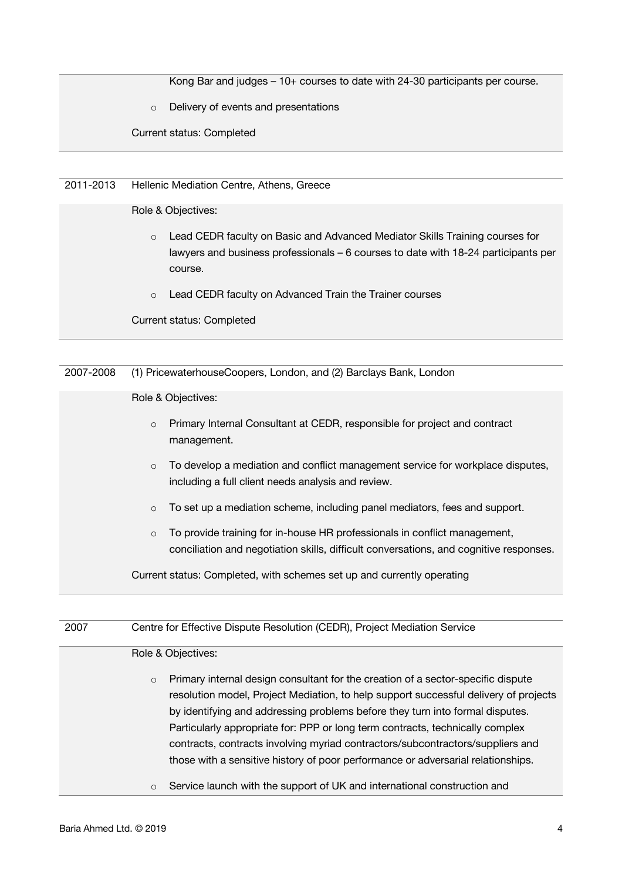Kong Bar and judges – 10+ courses to date with 24-30 participants per course.

- Delivery of events and presentations

Current status: Completed

---

**2011-2013** Hellenic Mediation Centre, Athens, Greece

Role & Objectives:

- Lead CEDR faculty on Basic and Advanced Mediator Skills Training courses for lawyers and business professionals – 6 courses to date with 18-24 participants per course.
- Lead CEDR faculty on Advanced Train the Trainer courses

Current status: Completed

---

**2007-2008** (1) PricewaterhouseCoopers, London, and (2) Barclays Bank, London

Role & Objectives:

- Primary Internal Consultant at CEDR, responsible for project and contract management.
- To develop a mediation and conflict management service for workplace disputes, including a full client needs analysis and review.
- To set up a mediation scheme, including panel mediators, fees and support.
- To provide training for in-house HR professionals in conflict management, conciliation and negotiation skills, difficult conversations, and cognitive responses.

Current status: Completed, with schemes set up and currently operating

---

**2007** Centre for Effective Dispute Resolution (CEDR), Project Mediation Service

Role & Objectives:

- Primary internal design consultant for the creation of a sector-specific dispute resolution model, Project Mediation, to help support successful delivery of projects by identifying and addressing problems before they turn into formal disputes. Particularly appropriate for: PPP or long term contracts, technically complex contracts, contracts involving myriad contractors/subcontractors/suppliers and those with a sensitive history of poor performance or adversarial relationships.
- Service launch with the support of UK and international construction and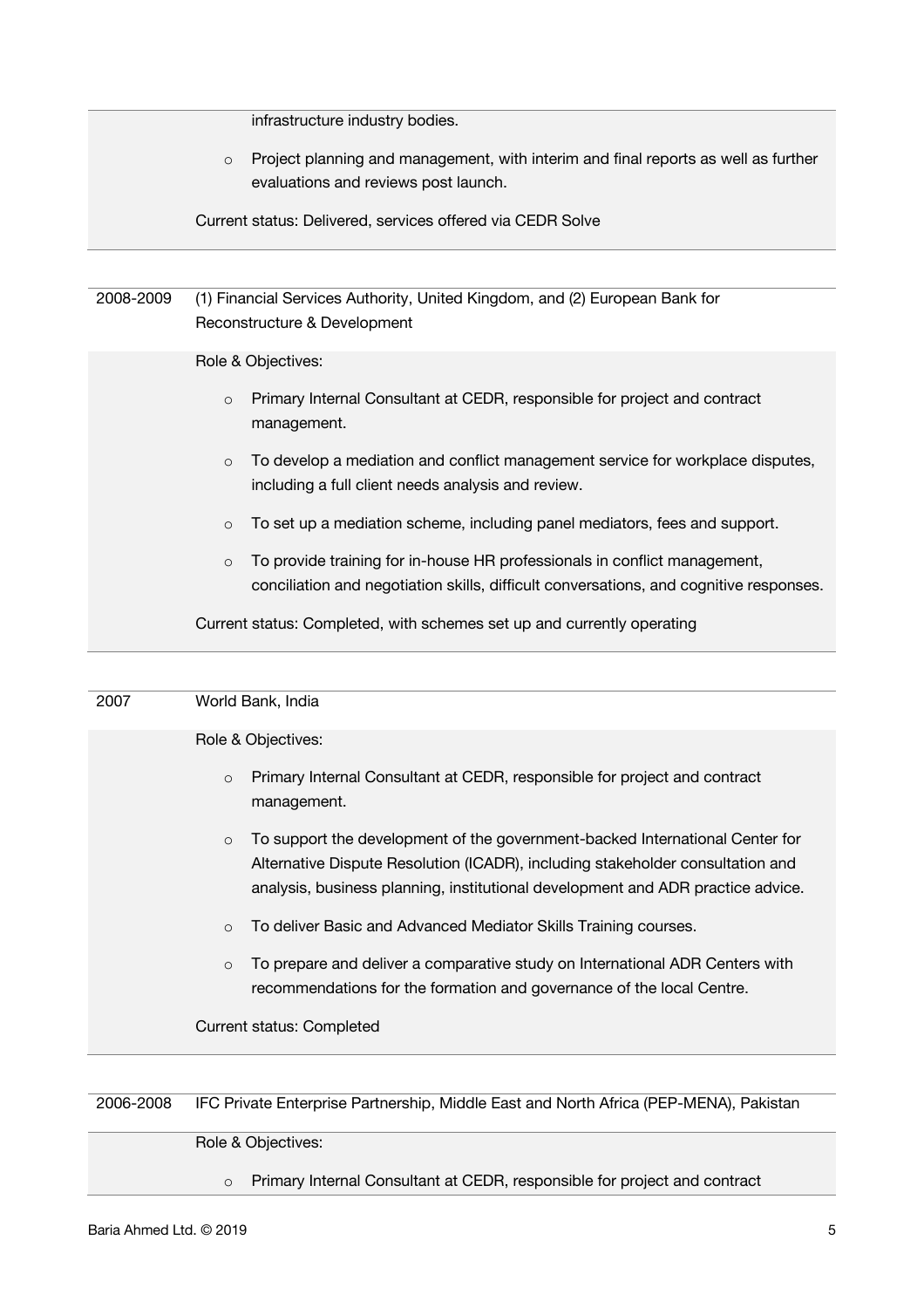infrastructure industry bodies.

- Project planning and management, with interim and final reports as well as further evaluations and reviews post launch.

Current status: Delivered, services offered via CEDR Solve

---

**2008-2009** (1) Financial Services Authority, United Kingdom, and (2) European Bank for Reconstructure & Development

Role & Objectives:

- Primary Internal Consultant at CEDR, responsible for project and contract management.
- To develop a mediation and conflict management service for workplace disputes, including a full client needs analysis and review.
- To set up a mediation scheme, including panel mediators, fees and support.
- To provide training for in-house HR professionals in conflict management, conciliation and negotiation skills, difficult conversations, and cognitive responses.

Current status: Completed, with schemes set up and currently operating

---

**2007** World Bank, India

Role & Objectives:

- Primary Internal Consultant at CEDR, responsible for project and contract management.
- To support the development of the government-backed International Center for Alternative Dispute Resolution (ICADR), including stakeholder consultation and analysis, business planning, institutional development and ADR practice advice.
- To deliver Basic and Advanced Mediator Skills Training courses.
- To prepare and deliver a comparative study on International ADR Centers with recommendations for the formation and governance of the local Centre.

Current status: Completed

---

**2006-2008** IFC Private Enterprise Partnership, Middle East and North Africa (PEP-MENA), Pakistan

Role & Objectives:

- Primary Internal Consultant at CEDR, responsible for project and contract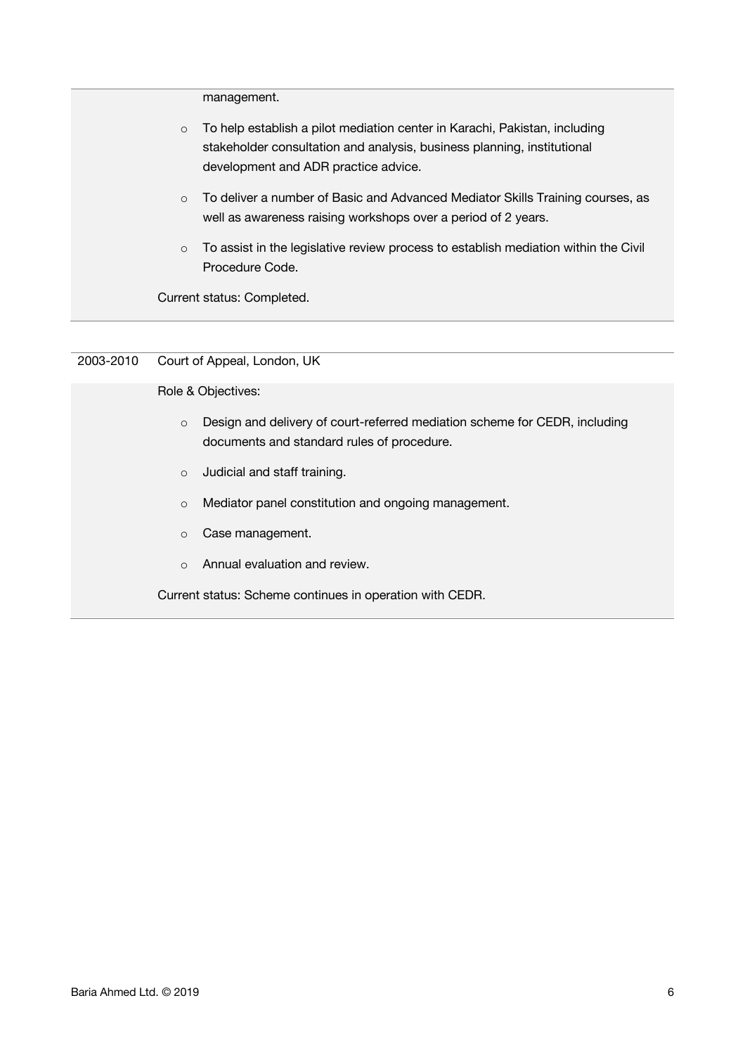management.

- To help establish a pilot mediation center in Karachi, Pakistan, including stakeholder consultation and analysis, business planning, institutional development and ADR practice advice.
- To deliver a number of Basic and Advanced Mediator Skills Training courses, as well as awareness raising workshops over a period of 2 years.
- To assist in the legislative review process to establish mediation within the Civil Procedure Code.

Current status: Completed.

| | |
|---|---|
| 2003-2010 | Court of Appeal, London, UK |

Role & Objectives:

- Design and delivery of court-referred mediation scheme for CEDR, including documents and standard rules of procedure.
- Judicial and staff training.
- Mediator panel constitution and ongoing management.
- Case management.
- Annual evaluation and review.

Current status: Scheme continues in operation with CEDR.

Baria Ahmed Ltd. © 2019